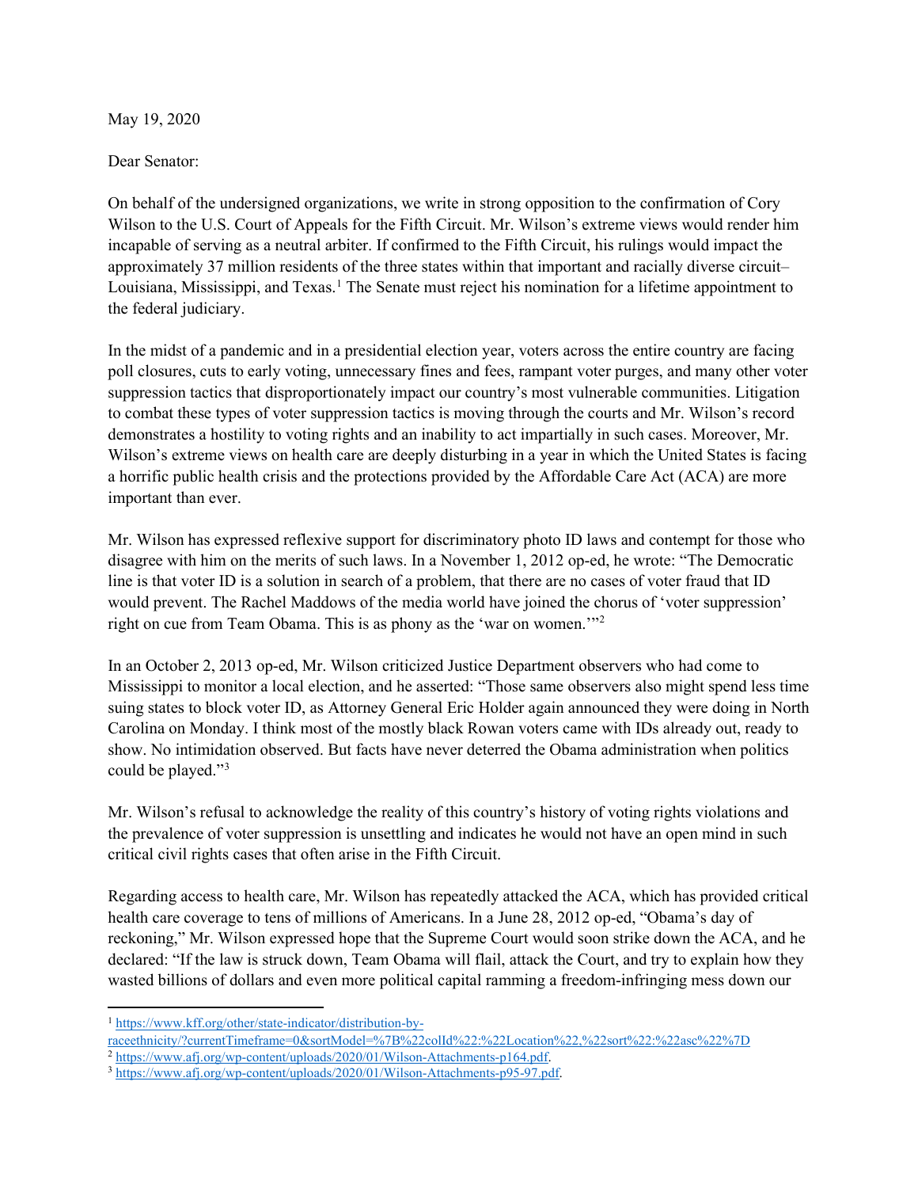May 19, 2020

Dear Senator:

On behalf of the undersigned organizations, we write in strong opposition to the confirmation of Cory Wilson to the U.S. Court of Appeals for the Fifth Circuit. Mr. Wilson's extreme views would render him incapable of serving as a neutral arbiter. If confirmed to the Fifth Circuit, his rulings would impact the approximately 37 million residents of the three states within that important and racially diverse circuit– Louisiana, Mississippi, and Texas.[1] The Senate must reject his nomination for a lifetime appointment to the federal judiciary.

In the midst of a pandemic and in a presidential election year, voters across the entire country are facing poll closures, cuts to early voting, unnecessary fines and fees, rampant voter purges, and many other voter suppression tactics that disproportionately impact our country's most vulnerable communities. Litigation to combat these types of voter suppression tactics is moving through the courts and Mr. Wilson's record demonstrates a hostility to voting rights and an inability to act impartially in such cases. Moreover, Mr. Wilson's extreme views on health care are deeply disturbing in a year in which the United States is facing a horrific public health crisis and the protections provided by the Affordable Care Act (ACA) are more important than ever.

Mr. Wilson has expressed reflexive support for discriminatory photo ID laws and contempt for those who disagree with him on the merits of such laws. In a November 1, 2012 op-ed, he wrote: "The Democratic line is that voter ID is a solution in search of a problem, that there are no cases of voter fraud that ID would prevent. The Rachel Maddows of the media world have joined the chorus of 'voter suppression' right on cue from Team Obama. This is as phony as the 'war on women.'"[2]

In an October 2, 2013 op-ed, Mr. Wilson criticized Justice Department observers who had come to Mississippi to monitor a local election, and he asserted: "Those same observers also might spend less time suing states to block voter ID, as Attorney General Eric Holder again announced they were doing in North Carolina on Monday. I think most of the mostly black Rowan voters came with IDs already out, ready to show. No intimidation observed. But facts have never deterred the Obama administration when politics could be played."[3]

Mr. Wilson's refusal to acknowledge the reality of this country's history of voting rights violations and the prevalence of voter suppression is unsettling and indicates he would not have an open mind in such critical civil rights cases that often arise in the Fifth Circuit.

Regarding access to health care, Mr. Wilson has repeatedly attacked the ACA, which has provided critical health care coverage to tens of millions of Americans. In a June 28, 2012 op-ed, "Obama's day of reckoning," Mr. Wilson expressed hope that the Supreme Court would soon strike down the ACA, and he declared: "If the law is struck down, Team Obama will flail, attack the Court, and try to explain how they wasted billions of dollars and even more political capital ramming a freedom-infringing mess down our

---

[1] https://www.kff.org/other/state-indicator/distribution-by-raceethnicity/?currentTimeframe=0&sortModel=%7B%22colId%22:%22Location%22,%22sort%22:%22asc%22%7D

[2] https://www.afj.org/wp-content/uploads/2020/01/Wilson-Attachments-p164.pdf.

[3] https://www.afj.org/wp-content/uploads/2020/01/Wilson-Attachments-p95-97.pdf.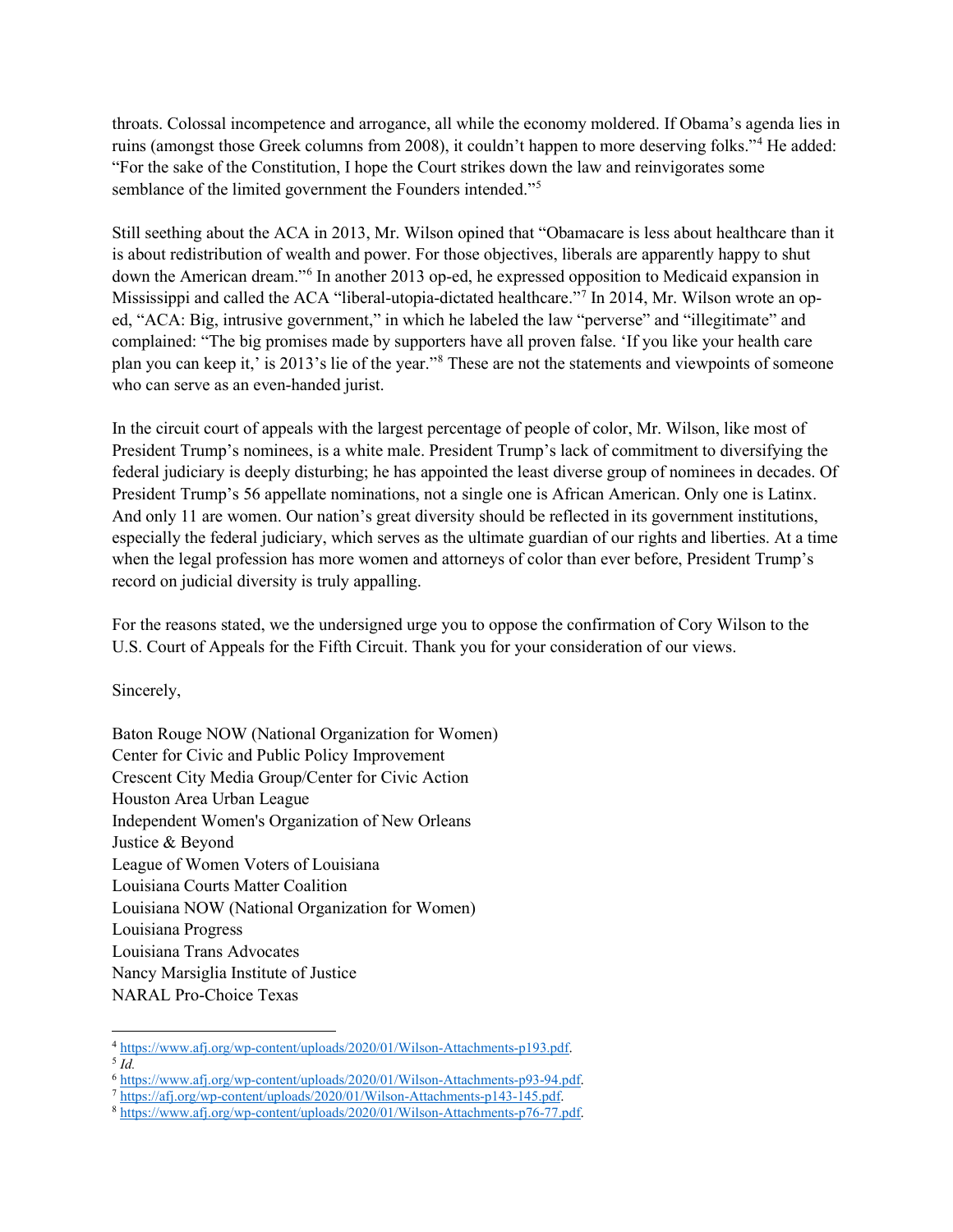throats. Colossal incompetence and arrogance, all while the economy moldered. If Obama's agenda lies in ruins (amongst those Greek columns from 2008), it couldn't happen to more deserving folks."[4] He added: "For the sake of the Constitution, I hope the Court strikes down the law and reinvigorates some semblance of the limited government the Founders intended."[5]

Still seething about the ACA in 2013, Mr. Wilson opined that "Obamacare is less about healthcare than it is about redistribution of wealth and power. For those objectives, liberals are apparently happy to shut down the American dream."[6] In another 2013 op-ed, he expressed opposition to Medicaid expansion in Mississippi and called the ACA "liberal-utopia-dictated healthcare."[7] In 2014, Mr. Wilson wrote an op-ed, "ACA: Big, intrusive government," in which he labeled the law "perverse" and "illegitimate" and complained: "The big promises made by supporters have all proven false. 'If you like your health care plan you can keep it,' is 2013's lie of the year."[8] These are not the statements and viewpoints of someone who can serve as an even-handed jurist.

In the circuit court of appeals with the largest percentage of people of color, Mr. Wilson, like most of President Trump's nominees, is a white male. President Trump's lack of commitment to diversifying the federal judiciary is deeply disturbing; he has appointed the least diverse group of nominees in decades. Of President Trump's 56 appellate nominations, not a single one is African American. Only one is Latinx. And only 11 are women. Our nation's great diversity should be reflected in its government institutions, especially the federal judiciary, which serves as the ultimate guardian of our rights and liberties. At a time when the legal profession has more women and attorneys of color than ever before, President Trump's record on judicial diversity is truly appalling.

For the reasons stated, we the undersigned urge you to oppose the confirmation of Cory Wilson to the U.S. Court of Appeals for the Fifth Circuit. Thank you for your consideration of our views.

Sincerely,

Baton Rouge NOW (National Organization for Women)
Center for Civic and Public Policy Improvement
Crescent City Media Group/Center for Civic Action
Houston Area Urban League
Independent Women's Organization of New Orleans
Justice & Beyond
League of Women Voters of Louisiana
Louisiana Courts Matter Coalition
Louisiana NOW (National Organization for Women)
Louisiana Progress
Louisiana Trans Advocates
Nancy Marsiglia Institute of Justice
NARAL Pro-Choice Texas

---

[4] https://www.afj.org/wp-content/uploads/2020/01/Wilson-Attachments-p193.pdf.
[5] *Id.*
[6] https://www.afj.org/wp-content/uploads/2020/01/Wilson-Attachments-p93-94.pdf.
[7] https://afj.org/wp-content/uploads/2020/01/Wilson-Attachments-p143-145.pdf.
[8] https://www.afj.org/wp-content/uploads/2020/01/Wilson-Attachments-p76-77.pdf.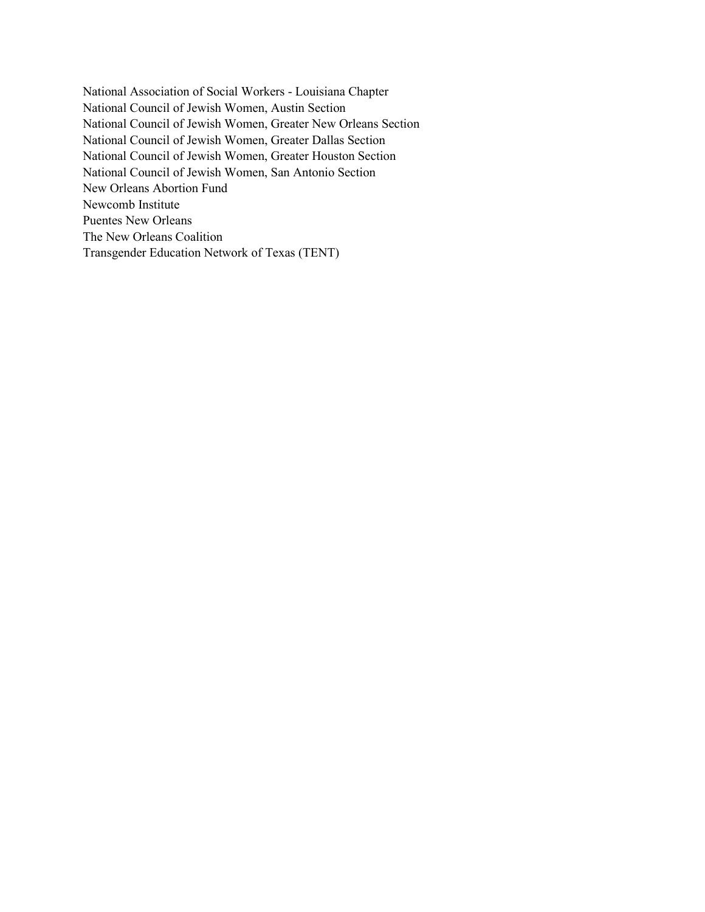National Association of Social Workers - Louisiana Chapter
National Council of Jewish Women, Austin Section
National Council of Jewish Women, Greater New Orleans Section
National Council of Jewish Women, Greater Dallas Section
National Council of Jewish Women, Greater Houston Section
National Council of Jewish Women, San Antonio Section
New Orleans Abortion Fund
Newcomb Institute
Puentes New Orleans
The New Orleans Coalition
Transgender Education Network of Texas (TENT)